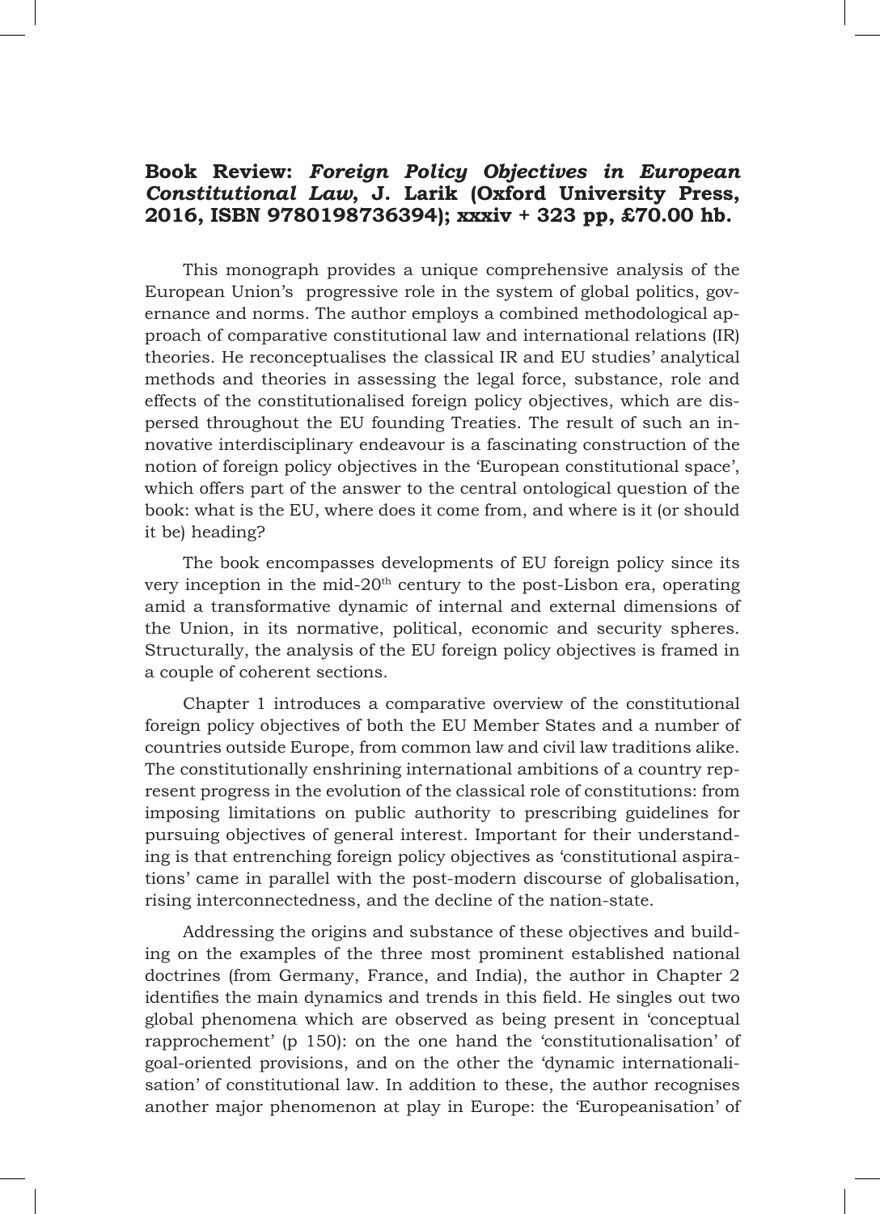## Book Review: *Foreign Policy Objectives in European Constitutional Law*, J. Larik (Oxford University Press, 2016, ISBN 9780198736394); xxxiv + 323 pp, £70.00 hb.

This monograph provides a unique comprehensive analysis of the European Union's progressive role in the system of global politics, governance and norms. The author employs a combined methodological approach of comparative constitutional law and international relations (IR) theories. He reconceptualises the classical IR and EU studies' analytical methods and theories in assessing the legal force, substance, role and effects of the constitutionalised foreign policy objectives, which are dispersed throughout the EU founding Treaties. The result of such an innovative interdisciplinary endeavour is a fascinating construction of the notion of foreign policy objectives in the 'European constitutional space', which offers part of the answer to the central ontological question of the book: what is the EU, where does it come from, and where is it (or should it be) heading?

The book encompasses developments of EU foreign policy since its very inception in the mid-20th century to the post-Lisbon era, operating amid a transformative dynamic of internal and external dimensions of the Union, in its normative, political, economic and security spheres. Structurally, the analysis of the EU foreign policy objectives is framed in a couple of coherent sections.

Chapter 1 introduces a comparative overview of the constitutional foreign policy objectives of both the EU Member States and a number of countries outside Europe, from common law and civil law traditions alike. The constitutionally enshrining international ambitions of a country represent progress in the evolution of the classical role of constitutions: from imposing limitations on public authority to prescribing guidelines for pursuing objectives of general interest. Important for their understanding is that entrenching foreign policy objectives as 'constitutional aspirations' came in parallel with the post-modern discourse of globalisation, rising interconnectedness, and the decline of the nation-state.

Addressing the origins and substance of these objectives and building on the examples of the three most prominent established national doctrines (from Germany, France, and India), the author in Chapter 2 identifies the main dynamics and trends in this field. He singles out two global phenomena which are observed as being present in 'conceptual rapprochement' (p 150): on the one hand the 'constitutionalisation' of goal-oriented provisions, and on the other the 'dynamic internationalisation' of constitutional law. In addition to these, the author recognises another major phenomenon at play in Europe: the 'Europeanisation' of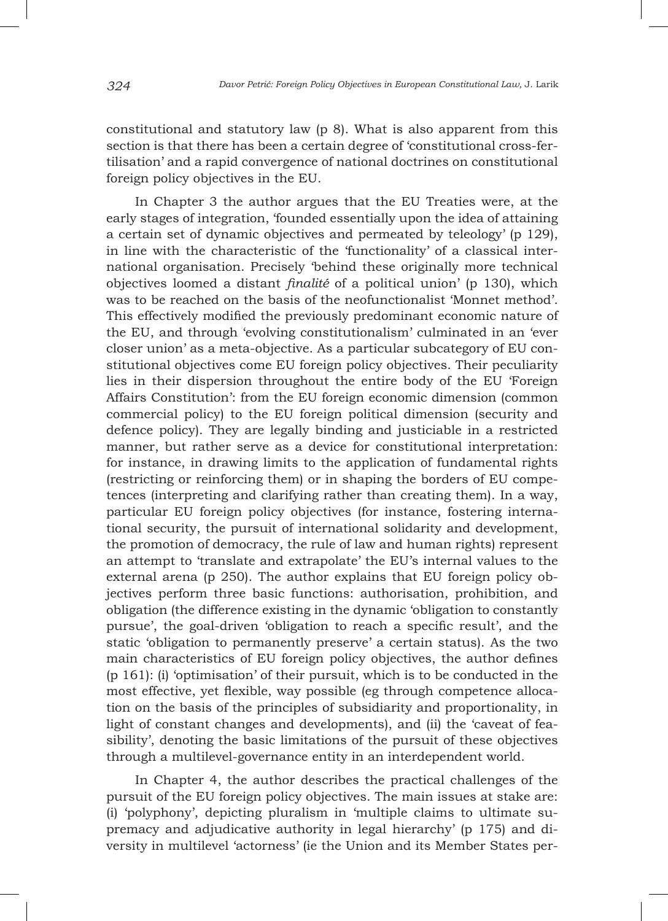constitutional and statutory law (p 8). What is also apparent from this section is that there has been a certain degree of 'constitutional cross-fertilisation' and a rapid convergence of national doctrines on constitutional foreign policy objectives in the EU.

In Chapter 3 the author argues that the EU Treaties were, at the early stages of integration, 'founded essentially upon the idea of attaining a certain set of dynamic objectives and permeated by teleology' (p 129), in line with the characteristic of the 'functionality' of a classical international organisation. Precisely 'behind these originally more technical objectives loomed a distant *finalité* of a political union' (p 130), which was to be reached on the basis of the neofunctionalist 'Monnet method'. This effectively modified the previously predominant economic nature of the EU, and through 'evolving constitutionalism' culminated in an 'ever closer union' as a meta-objective. As a particular subcategory of EU constitutional objectives come EU foreign policy objectives. Their peculiarity lies in their dispersion throughout the entire body of the EU 'Foreign Affairs Constitution': from the EU foreign economic dimension (common commercial policy) to the EU foreign political dimension (security and defence policy). They are legally binding and justiciable in a restricted manner, but rather serve as a device for constitutional interpretation: for instance, in drawing limits to the application of fundamental rights (restricting or reinforcing them) or in shaping the borders of EU competences (interpreting and clarifying rather than creating them). In a way, particular EU foreign policy objectives (for instance, fostering international security, the pursuit of international solidarity and development, the promotion of democracy, the rule of law and human rights) represent an attempt to 'translate and extrapolate' the EU's internal values to the external arena (p 250). The author explains that EU foreign policy objectives perform three basic functions: authorisation, prohibition, and obligation (the difference existing in the dynamic 'obligation to constantly pursue', the goal-driven 'obligation to reach a specific result', and the static 'obligation to permanently preserve' a certain status). As the two main characteristics of EU foreign policy objectives, the author defines (p 161): (i) 'optimisation' of their pursuit, which is to be conducted in the most effective, yet flexible, way possible (eg through competence allocation on the basis of the principles of subsidiarity and proportionality, in light of constant changes and developments), and (ii) the 'caveat of feasibility', denoting the basic limitations of the pursuit of these objectives through a multilevel-governance entity in an interdependent world.

In Chapter 4, the author describes the practical challenges of the pursuit of the EU foreign policy objectives. The main issues at stake are: (i) 'polyphony', depicting pluralism in 'multiple claims to ultimate supremacy and adjudicative authority in legal hierarchy' (p 175) and diversity in multilevel 'actorness' (ie the Union and its Member States per-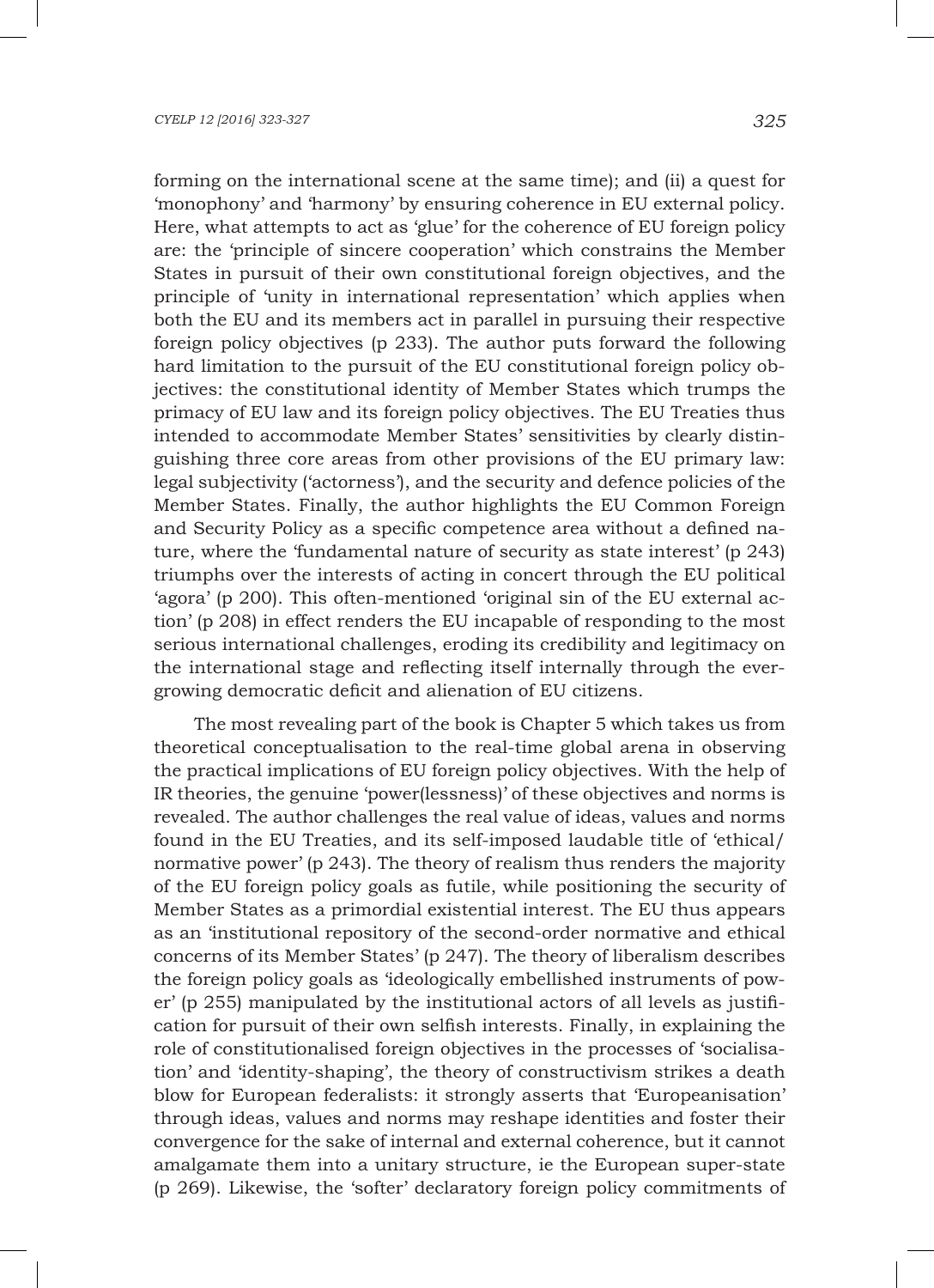forming on the international scene at the same time); and (ii) a quest for 'monophony' and 'harmony' by ensuring coherence in EU external policy. Here, what attempts to act as 'glue' for the coherence of EU foreign policy are: the 'principle of sincere cooperation' which constrains the Member States in pursuit of their own constitutional foreign objectives, and the principle of 'unity in international representation' which applies when both the EU and its members act in parallel in pursuing their respective foreign policy objectives (p 233). The author puts forward the following hard limitation to the pursuit of the EU constitutional foreign policy objectives: the constitutional identity of Member States which trumps the primacy of EU law and its foreign policy objectives. The EU Treaties thus intended to accommodate Member States' sensitivities by clearly distinguishing three core areas from other provisions of the EU primary law: legal subjectivity ('actorness'), and the security and defence policies of the Member States. Finally, the author highlights the EU Common Foreign and Security Policy as a specific competence area without a defined nature, where the 'fundamental nature of security as state interest' (p 243) triumphs over the interests of acting in concert through the EU political 'agora' (p 200). This often-mentioned 'original sin of the EU external action' (p 208) in effect renders the EU incapable of responding to the most serious international challenges, eroding its credibility and legitimacy on the international stage and reflecting itself internally through the ever-growing democratic deficit and alienation of EU citizens.

The most revealing part of the book is Chapter 5 which takes us from theoretical conceptualisation to the real-time global arena in observing the practical implications of EU foreign policy objectives. With the help of IR theories, the genuine 'power(lessness)' of these objectives and norms is revealed. The author challenges the real value of ideas, values and norms found in the EU Treaties, and its self-imposed laudable title of 'ethical/normative power' (p 243). The theory of realism thus renders the majority of the EU foreign policy goals as futile, while positioning the security of Member States as a primordial existential interest. The EU thus appears as an 'institutional repository of the second-order normative and ethical concerns of its Member States' (p 247). The theory of liberalism describes the foreign policy goals as 'ideologically embellished instruments of power' (p 255) manipulated by the institutional actors of all levels as justification for pursuit of their own selfish interests. Finally, in explaining the role of constitutionalised foreign objectives in the processes of 'socialisation' and 'identity-shaping', the theory of constructivism strikes a death blow for European federalists: it strongly asserts that 'Europeanisation' through ideas, values and norms may reshape identities and foster their convergence for the sake of internal and external coherence, but it cannot amalgamate them into a unitary structure, ie the European super-state (p 269). Likewise, the 'softer' declaratory foreign policy commitments of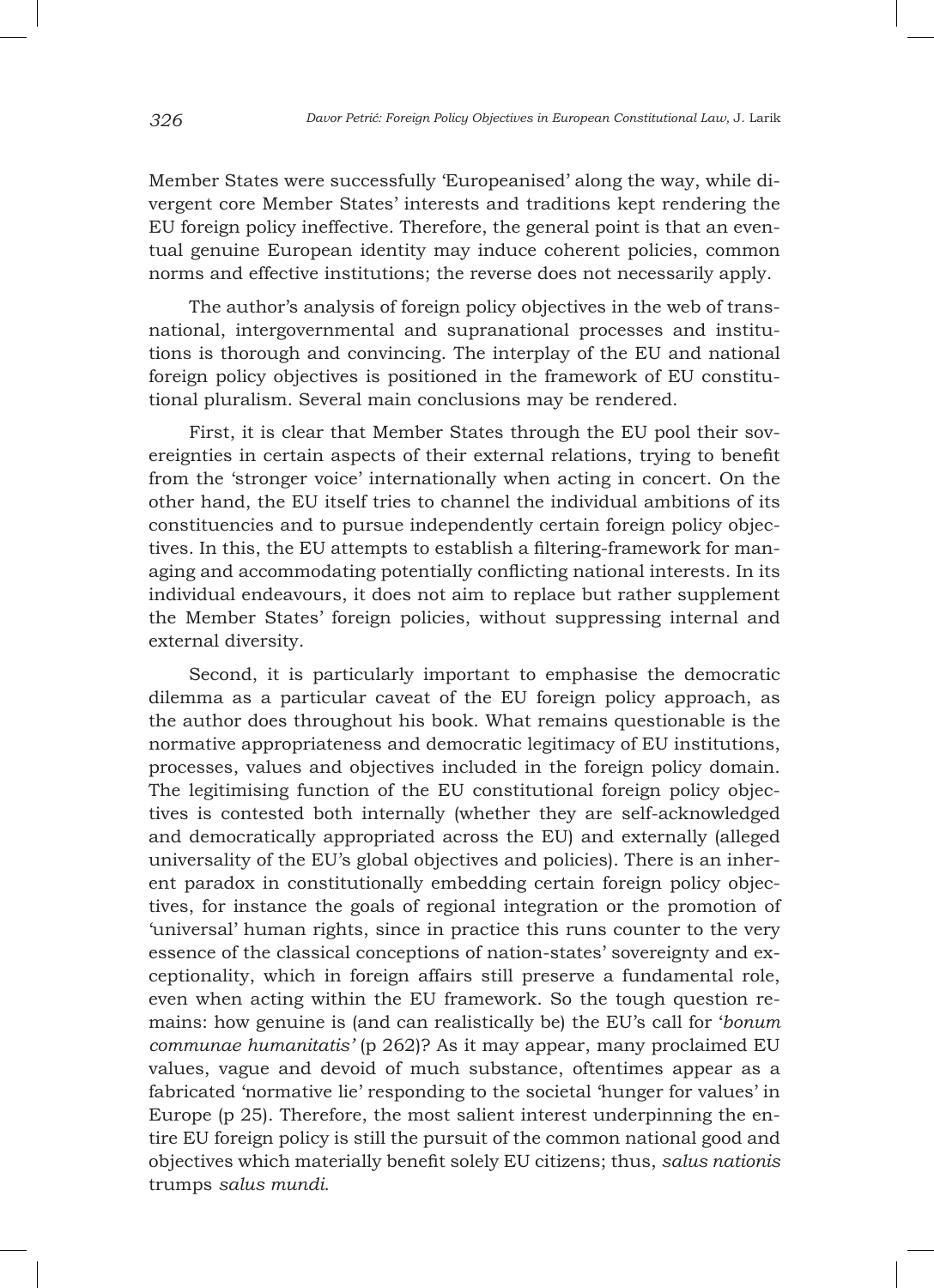Member States were successfully 'Europeanised' along the way, while divergent core Member States' interests and traditions kept rendering the EU foreign policy ineffective. Therefore, the general point is that an eventual genuine European identity may induce coherent policies, common norms and effective institutions; the reverse does not necessarily apply.

The author's analysis of foreign policy objectives in the web of transnational, intergovernmental and supranational processes and institutions is thorough and convincing. The interplay of the EU and national foreign policy objectives is positioned in the framework of EU constitutional pluralism. Several main conclusions may be rendered.

First, it is clear that Member States through the EU pool their sovereignties in certain aspects of their external relations, trying to benefit from the 'stronger voice' internationally when acting in concert. On the other hand, the EU itself tries to channel the individual ambitions of its constituencies and to pursue independently certain foreign policy objectives. In this, the EU attempts to establish a filtering-framework for managing and accommodating potentially conflicting national interests. In its individual endeavours, it does not aim to replace but rather supplement the Member States' foreign policies, without suppressing internal and external diversity.

Second, it is particularly important to emphasise the democratic dilemma as a particular caveat of the EU foreign policy approach, as the author does throughout his book. What remains questionable is the normative appropriateness and democratic legitimacy of EU institutions, processes, values and objectives included in the foreign policy domain. The legitimising function of the EU constitutional foreign policy objectives is contested both internally (whether they are self-acknowledged and democratically appropriated across the EU) and externally (alleged universality of the EU's global objectives and policies). There is an inherent paradox in constitutionally embedding certain foreign policy objectives, for instance the goals of regional integration or the promotion of 'universal' human rights, since in practice this runs counter to the very essence of the classical conceptions of nation-states' sovereignty and exceptionality, which in foreign affairs still preserve a fundamental role, even when acting within the EU framework. So the tough question remains: how genuine is (and can realistically be) the EU's call for *'bonum communae humanitatis'* (p 262)? As it may appear, many proclaimed EU values, vague and devoid of much substance, oftentimes appear as a fabricated 'normative lie' responding to the societal 'hunger for values' in Europe (p 25). Therefore, the most salient interest underpinning the entire EU foreign policy is still the pursuit of the common national good and objectives which materially benefit solely EU citizens; thus, *salus nationis* trumps *salus mundi*.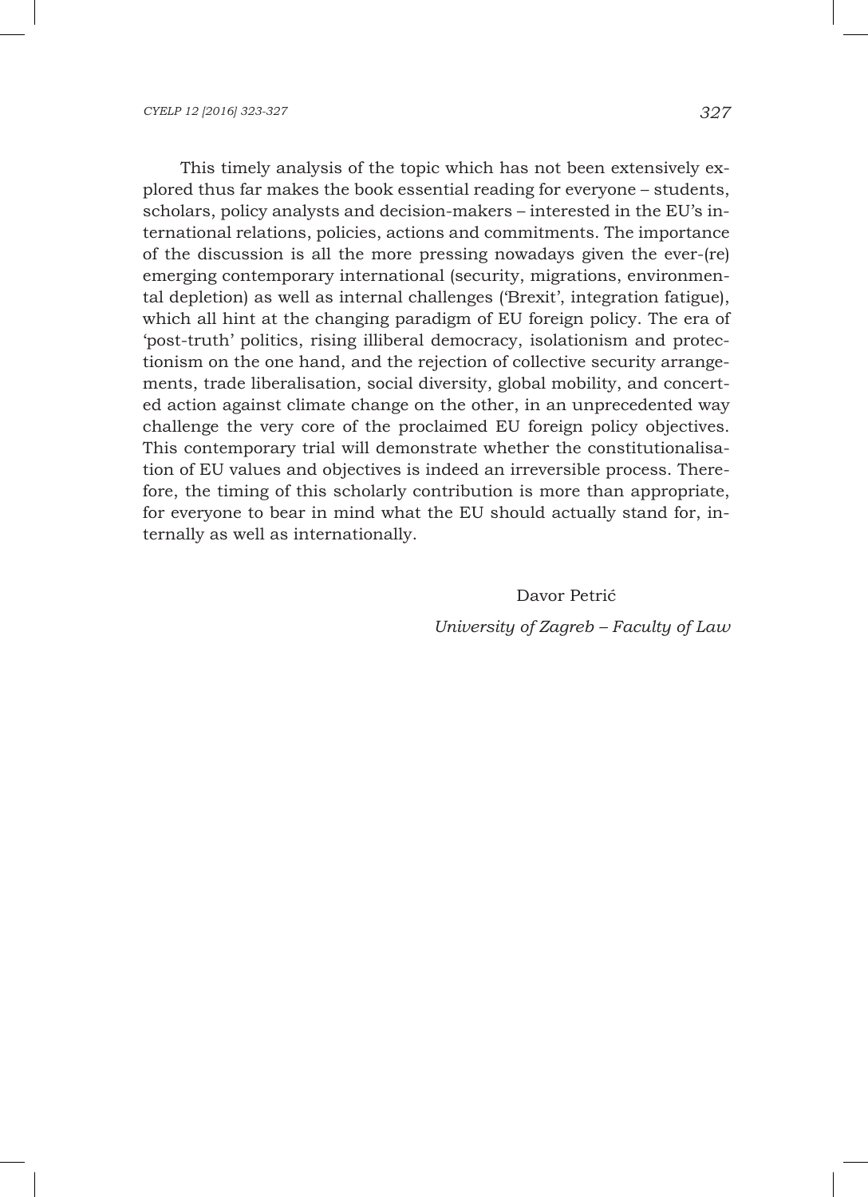This timely analysis of the topic which has not been extensively explored thus far makes the book essential reading for everyone – students, scholars, policy analysts and decision-makers – interested in the EU's international relations, policies, actions and commitments. The importance of the discussion is all the more pressing nowadays given the ever-(re) emerging contemporary international (security, migrations, environmental depletion) as well as internal challenges ('Brexit', integration fatigue), which all hint at the changing paradigm of EU foreign policy. The era of 'post-truth' politics, rising illiberal democracy, isolationism and protectionism on the one hand, and the rejection of collective security arrangements, trade liberalisation, social diversity, global mobility, and concerted action against climate change on the other, in an unprecedented way challenge the very core of the proclaimed EU foreign policy objectives. This contemporary trial will demonstrate whether the constitutionalisation of EU values and objectives is indeed an irreversible process. Therefore, the timing of this scholarly contribution is more than appropriate, for everyone to bear in mind what the EU should actually stand for, internally as well as internationally.

Davor Petrić

*University of Zagreb – Faculty of Law*